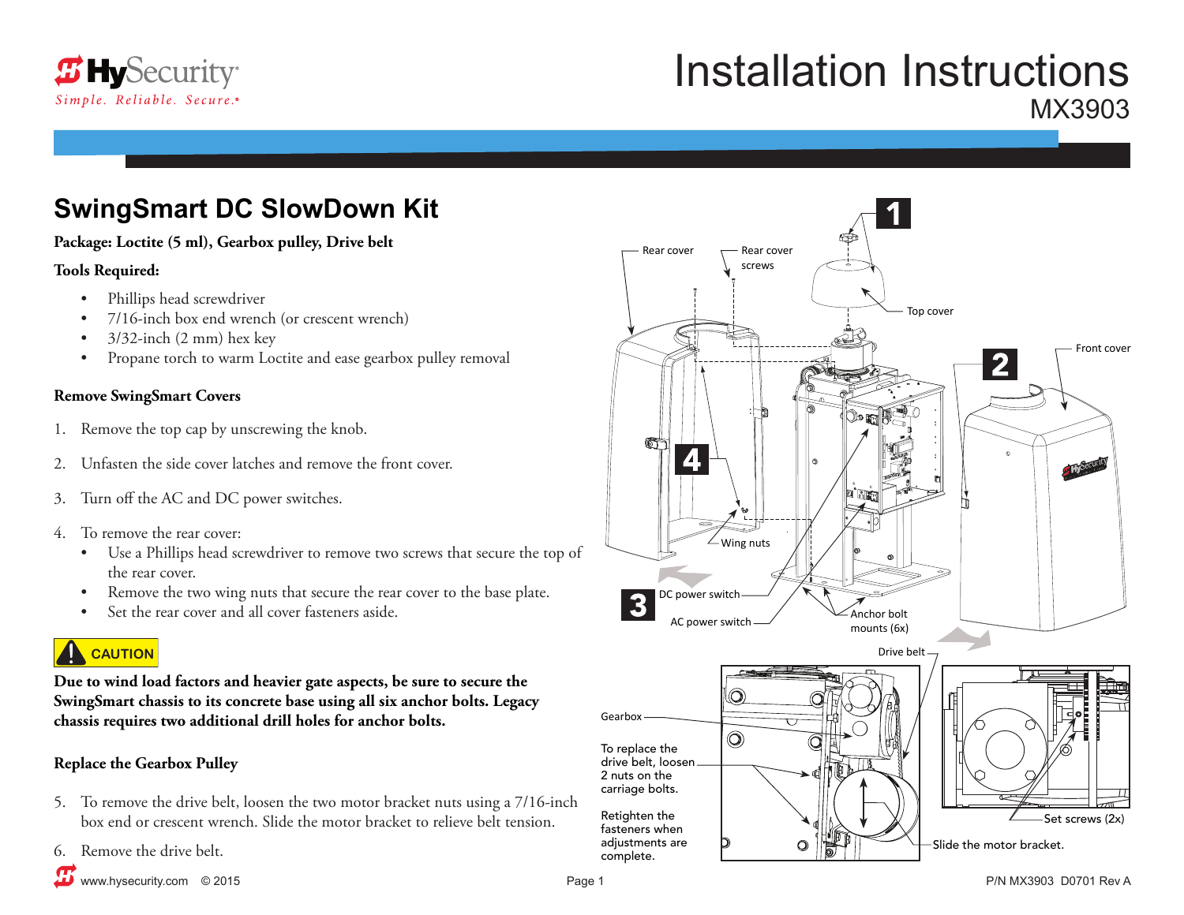# Installation Instructions

MX3903

## SwingSmart DC SlowDown Kit

**Package: Loctite (5 ml), Gearbox pulley, Drive belt**

**Tools Required:**

- Phillips head screwdriver
- 7/16-inch box end wrench (or crescent wrench)
- 3/32-inch (2 mm) hex key
- Propane torch to warm Loctite and ease gearbox pulley removal

### Remove SwingSmart Covers

1. Remove the top cap by unscrewing the knob.
2. Unfasten the side cover latches and remove the front cover.
3. Turn off the AC and DC power switches.
4. To remove the rear cover:
   - Use a Phillips head screwdriver to remove two screws that secure the top of the rear cover.
   - Remove the two wing nuts that secure the rear cover to the base plate.
   - Set the rear cover and all cover fasteners aside.

**CAUTION**

**Due to wind load factors and heavier gate aspects, be sure to secure the SwingSmart chassis to its concrete base using all six anchor bolts. Legacy chassis requires two additional drill holes for anchor bolts.**

### Replace the Gearbox Pulley

5. To remove the drive belt, loosen the two motor bracket nuts using a 7/16-inch box end or crescent wrench. Slide the motor bracket to relieve belt tension.
6. Remove the drive belt.

1 Rear cover, Rear cover screws, Top cover

2 Front cover

3 DC power switch, AC power switch, Anchor bolt mounts (6x)

4 Wing nuts

Drive belt

Gearbox

To replace the drive belt, loosen 2 nuts on the carriage bolts.

Retighten the fasteners when adjustments are complete.

Set screws (2x)

Slide the motor bracket.

www.hysecurity.com © 2015

P/N MX3903 D0701 Rev A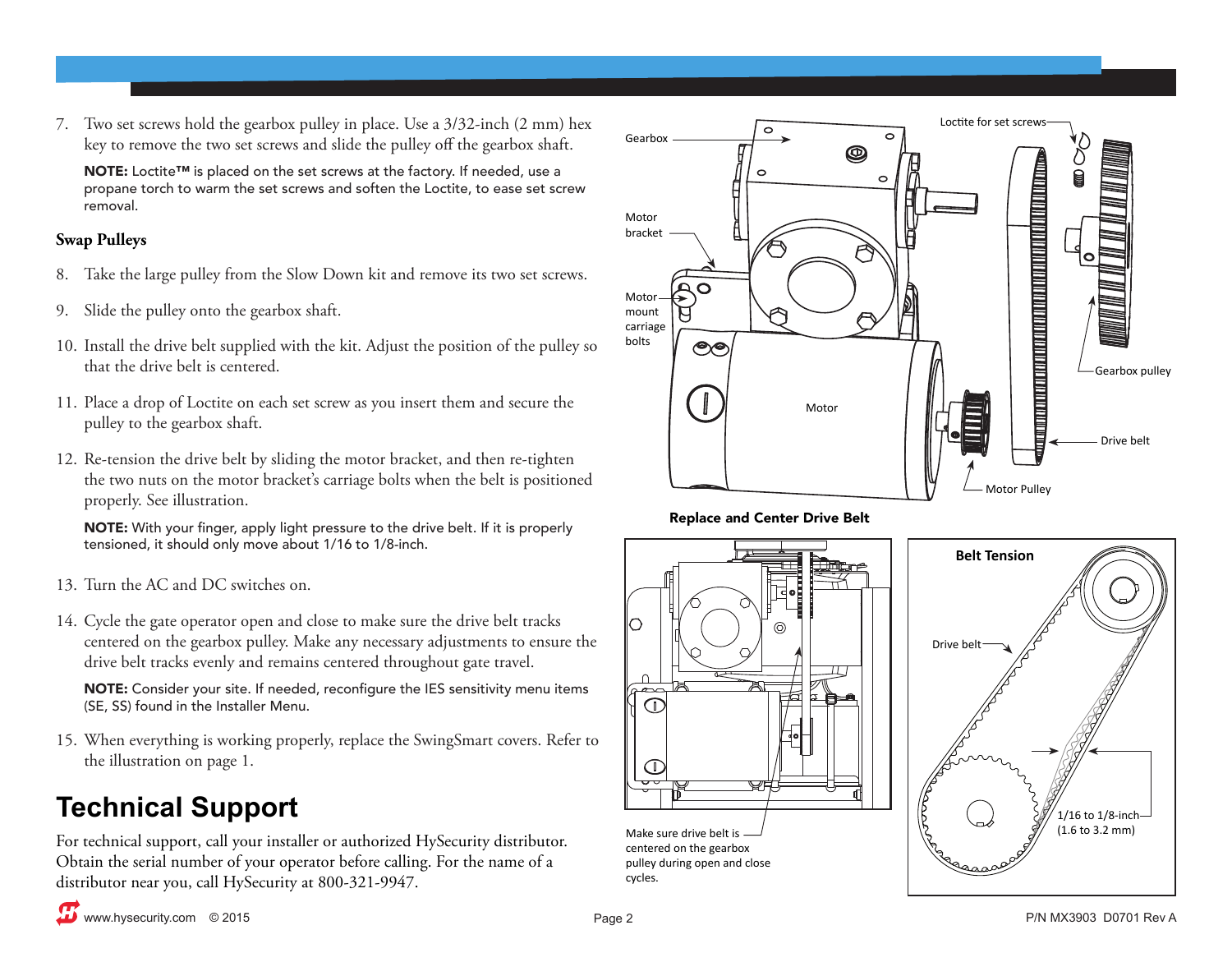7. Two set screws hold the gearbox pulley in place. Use a 3/32-inch (2 mm) hex key to remove the two set screws and slide the pulley off the gearbox shaft.

   **NOTE:** Loctite™ is placed on the set screws at the factory. If needed, use a propane torch to warm the set screws and soften the Loctite, to ease set screw removal.

**Swap Pulleys**

8. Take the large pulley from the Slow Down kit and remove its two set screws.
9. Slide the pulley onto the gearbox shaft.
10. Install the drive belt supplied with the kit. Adjust the position of the pulley so that the drive belt is centered.
11. Place a drop of Loctite on each set screw as you insert them and secure the pulley to the gearbox shaft.
12. Re-tension the drive belt by sliding the motor bracket, and then re-tighten the two nuts on the motor bracket's carriage bolts when the belt is positioned properly. See illustration.

    **NOTE:** With your finger, apply light pressure to the drive belt. If it is properly tensioned, it should only move about 1/16 to 1/8-inch.

13. Turn the AC and DC switches on.
14. Cycle the gate operator open and close to make sure the drive belt tracks centered on the gearbox pulley. Make any necessary adjustments to ensure the drive belt tracks evenly and remains centered throughout gate travel.

    **NOTE:** Consider your site. If needed, reconfigure the IES sensitivity menu items (SE, SS) found in the Installer Menu.

15. When everything is working properly, replace the SwingSmart covers. Refer to the illustration on page 1.

Gearbox

Motor bracket

Motor mount carriage bolts

Motor

Loctite for set screws

Gearbox pulley

Drive belt

Motor Pulley

**Replace and Center Drive Belt**

Make sure drive belt is centered on the gearbox pulley during open and close cycles.

**Belt Tension**

Drive belt

1/16 to 1/8-inch (1.6 to 3.2 mm)

# Technical Support

For technical support, call your installer or authorized HySecurity distributor. Obtain the serial number of your operator before calling. For the name of a distributor near you, call HySecurity at 800-321-9947.

www.hysecurity.com © 2015

P/N MX3903 D0701 Rev A